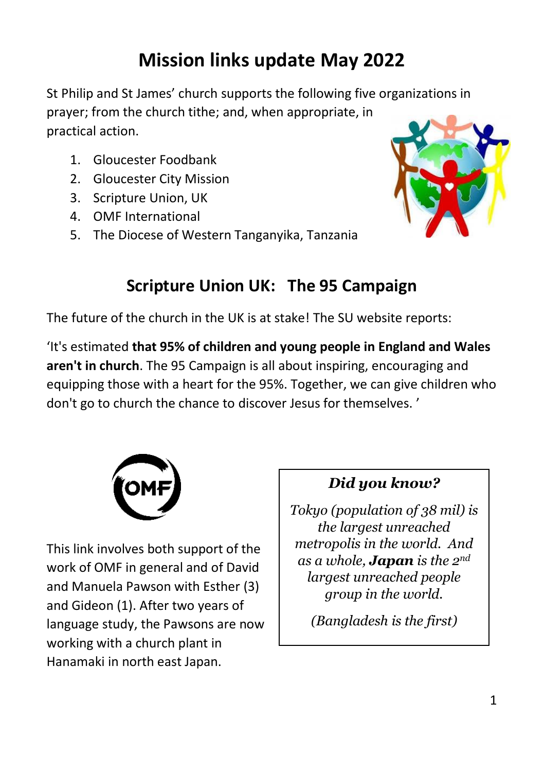# Mission links update May 2022

St Philip and St James' church supports the following five organizations in prayer; from the church tithe; and, when appropriate, in practical action.

1. Gloucester Foodbank
2. Gloucester City Mission
3. Scripture Union, UK
4. OMF International
5. The Diocese of Western Tanganyika, Tanzania

## Scripture Union UK: The 95 Campaign

The future of the church in the UK is at stake! The SU website reports:

'It's estimated **that 95% of children and young people in England and Wales aren't in church**. The 95 Campaign is all about inspiring, encouraging and equipping those with a heart for the 95%. Together, we can give children who don't go to church the chance to discover Jesus for themselves. '

This link involves both support of the work of OMF in general and of David and Manuela Pawson with Esther (3) and Gideon (1). After two years of language study, the Pawsons are now working with a church plant in Hanamaki in north east Japan.

> ***Did you know?***
>
> *Tokyo (population of 38 mil) is the largest unreached metropolis in the world. And as a whole, **Japan** is the 2nd largest unreached people group in the world.*
>
> *(Bangladesh is the first)*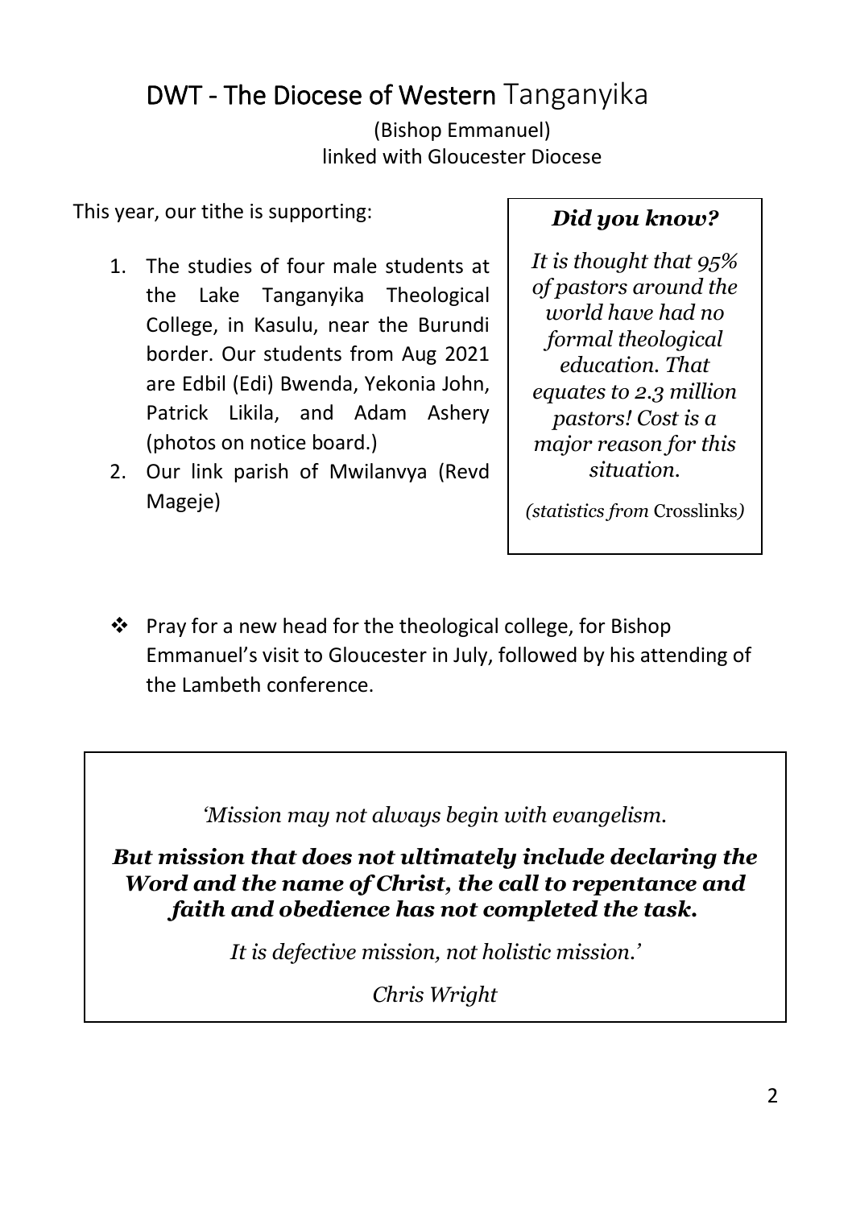# DWT - The Diocese of Western Tanganyika

(Bishop Emmanuel)
linked with Gloucester Diocese

This year, our tithe is supporting:

1. The studies of four male students at the Lake Tanganyika Theological College, in Kasulu, near the Burundi border. Our students from Aug 2021 are Edbil (Edi) Bwenda, Yekonia John, Patrick Likila, and Adam Ashery (photos on notice board.)
2. Our link parish of Mwilanvya (Revd Mageje)

***Did you know?***

*It is thought that 95% of pastors around the world have had no formal theological education. That equates to 2.3 million pastors! Cost is a major reason for this situation.*

*(statistics from* Crosslinks*)*

- Pray for a new head for the theological college, for Bishop Emmanuel's visit to Gloucester in July, followed by his attending of the Lambeth conference.

*'Mission may not always begin with evangelism.*

***But mission that does not ultimately include declaring the Word and the name of Christ, the call to repentance and faith and obedience has not completed the task.***

*It is defective mission, not holistic mission.'*

*Chris Wright*